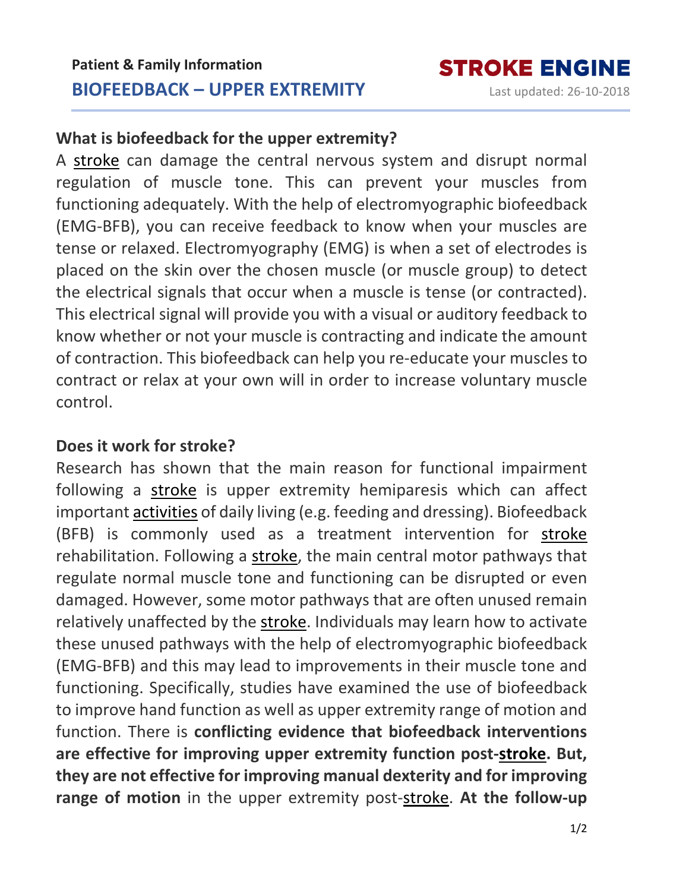Patient & Family Information

# BIOFEEDBACK – UPPER EXTREMITY

STROKE ENGINE

Last updated: 26-10-2018

## What is biofeedback for the upper extremity?

A stroke can damage the central nervous system and disrupt normal regulation of muscle tone. This can prevent your muscles from functioning adequately. With the help of electromyographic biofeedback (EMG-BFB), you can receive feedback to know when your muscles are tense or relaxed. Electromyography (EMG) is when a set of electrodes is placed on the skin over the chosen muscle (or muscle group) to detect the electrical signals that occur when a muscle is tense (or contracted). This electrical signal will provide you with a visual or auditory feedback to know whether or not your muscle is contracting and indicate the amount of contraction. This biofeedback can help you re-educate your muscles to contract or relax at your own will in order to increase voluntary muscle control.

## Does it work for stroke?

Research has shown that the main reason for functional impairment following a stroke is upper extremity hemiparesis which can affect important activities of daily living (e.g. feeding and dressing). Biofeedback (BFB) is commonly used as a treatment intervention for stroke rehabilitation. Following a stroke, the main central motor pathways that regulate normal muscle tone and functioning can be disrupted or even damaged. However, some motor pathways that are often unused remain relatively unaffected by the stroke. Individuals may learn how to activate these unused pathways with the help of electromyographic biofeedback (EMG-BFB) and this may lead to improvements in their muscle tone and functioning. Specifically, studies have examined the use of biofeedback to improve hand function as well as upper extremity range of motion and function. There is **conflicting evidence that biofeedback interventions are effective for improving upper extremity function post-stroke. But, they are not effective for improving manual dexterity and for improving range of motion** in the upper extremity post-stroke. **At the follow-up**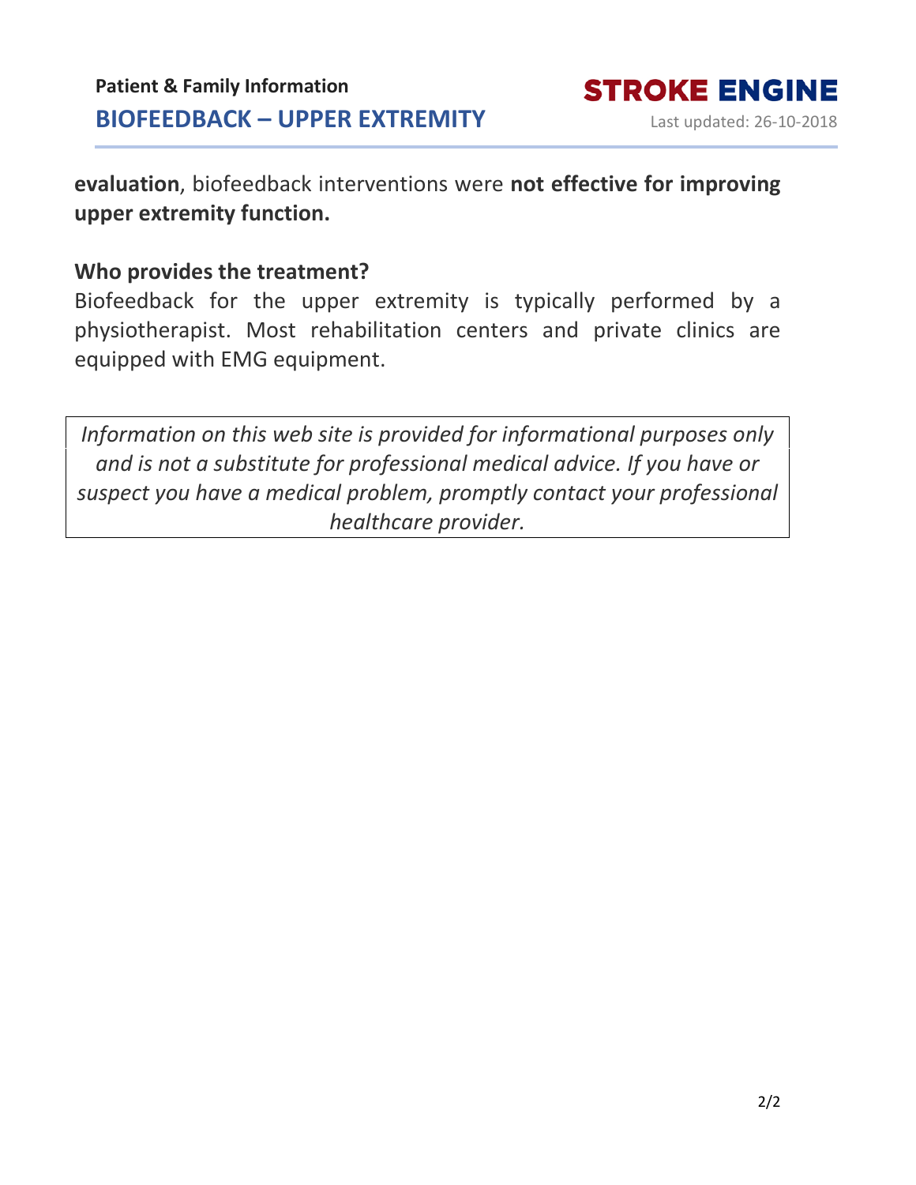**evaluation**, biofeedback interventions were **not effective for improving upper extremity function.**

## Who provides the treatment?

Biofeedback for the upper extremity is typically performed by a physiotherapist. Most rehabilitation centers and private clinics are equipped with EMG equipment.

*Information on this web site is provided for informational purposes only and is not a substitute for professional medical advice. If you have or suspect you have a medical problem, promptly contact your professional healthcare provider.*